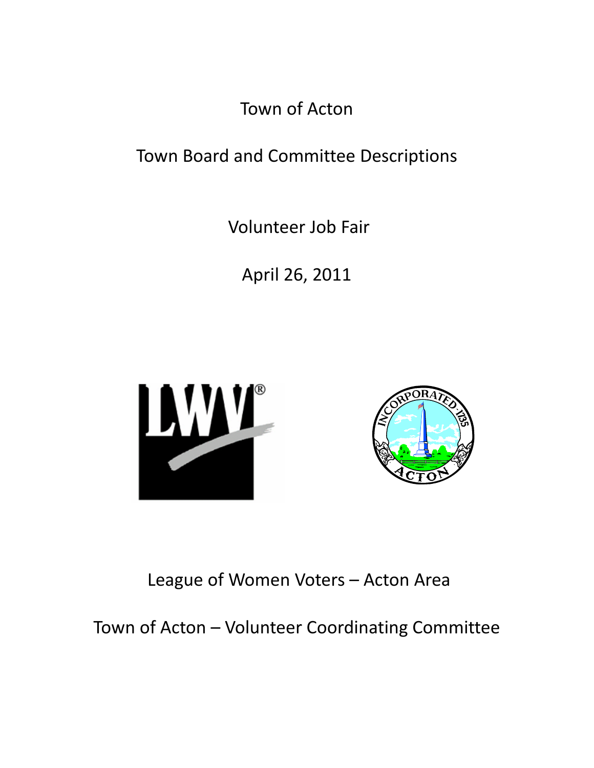# Town of Acton

## Town Board and Committee Descriptions

Volunteer Job Fair

April 26, 2011

League of Women Voters – Acton Area

Town of Acton – Volunteer Coordinating Committee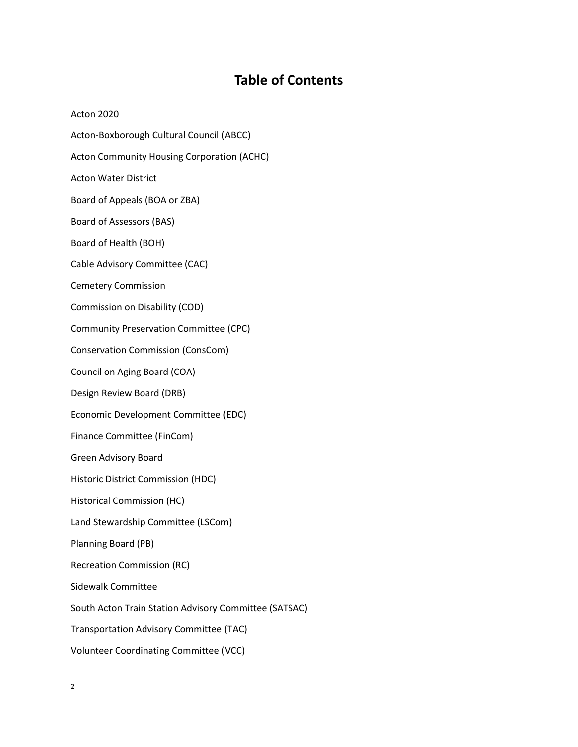# Table of Contents

Acton 2020

Acton-Boxborough Cultural Council (ABCC)

Acton Community Housing Corporation (ACHC)

Acton Water District

Board of Appeals (BOA or ZBA)

Board of Assessors (BAS)

Board of Health (BOH)

Cable Advisory Committee (CAC)

Cemetery Commission

Commission on Disability (COD)

Community Preservation Committee (CPC)

Conservation Commission (ConsCom)

Council on Aging Board (COA)

Design Review Board (DRB)

Economic Development Committee (EDC)

Finance Committee (FinCom)

Green Advisory Board

Historic District Commission (HDC)

Historical Commission (HC)

Land Stewardship Committee (LSCom)

Planning Board (PB)

Recreation Commission (RC)

Sidewalk Committee

South Acton Train Station Advisory Committee (SATSAC)

Transportation Advisory Committee (TAC)

Volunteer Coordinating Committee (VCC)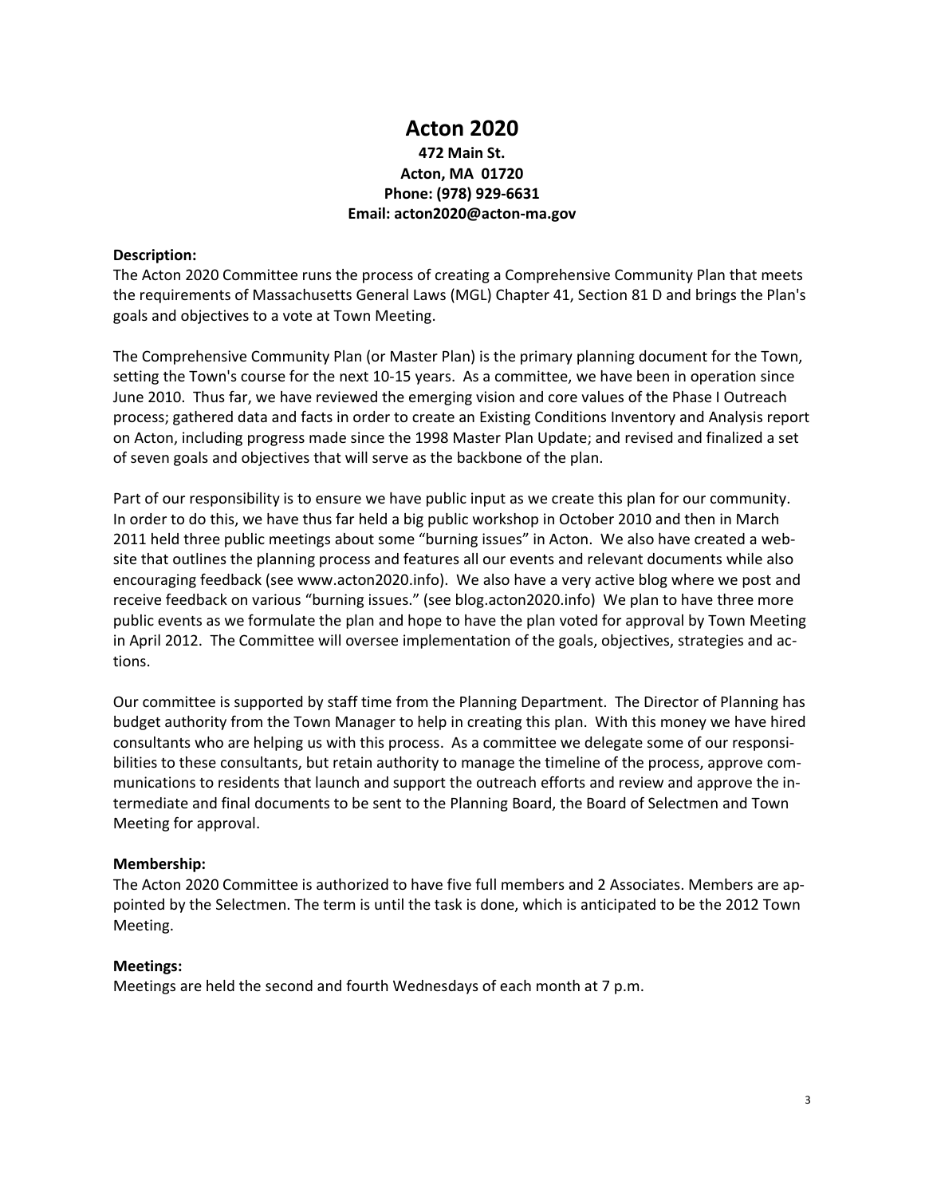# Acton 2020

**472 Main St.**
**Acton, MA 01720**
**Phone: (978) 929-6631**
**Email: acton2020@acton-ma.gov**

**Description:**

The Acton 2020 Committee runs the process of creating a Comprehensive Community Plan that meets the requirements of Massachusetts General Laws (MGL) Chapter 41, Section 81 D and brings the Plan's goals and objectives to a vote at Town Meeting.

The Comprehensive Community Plan (or Master Plan) is the primary planning document for the Town, setting the Town's course for the next 10-15 years. As a committee, we have been in operation since June 2010. Thus far, we have reviewed the emerging vision and core values of the Phase I Outreach process; gathered data and facts in order to create an Existing Conditions Inventory and Analysis report on Acton, including progress made since the 1998 Master Plan Update; and revised and finalized a set of seven goals and objectives that will serve as the backbone of the plan.

Part of our responsibility is to ensure we have public input as we create this plan for our community. In order to do this, we have thus far held a big public workshop in October 2010 and then in March 2011 held three public meetings about some "burning issues" in Acton. We also have created a website that outlines the planning process and features all our events and relevant documents while also encouraging feedback (see www.acton2020.info). We also have a very active blog where we post and receive feedback on various "burning issues." (see blog.acton2020.info) We plan to have three more public events as we formulate the plan and hope to have the plan voted for approval by Town Meeting in April 2012. The Committee will oversee implementation of the goals, objectives, strategies and actions.

Our committee is supported by staff time from the Planning Department. The Director of Planning has budget authority from the Town Manager to help in creating this plan. With this money we have hired consultants who are helping us with this process. As a committee we delegate some of our responsibilities to these consultants, but retain authority to manage the timeline of the process, approve communications to residents that launch and support the outreach efforts and review and approve the intermediate and final documents to be sent to the Planning Board, the Board of Selectmen and Town Meeting for approval.

**Membership:**

The Acton 2020 Committee is authorized to have five full members and 2 Associates. Members are appointed by the Selectmen. The term is until the task is done, which is anticipated to be the 2012 Town Meeting.

**Meetings:**

Meetings are held the second and fourth Wednesdays of each month at 7 p.m.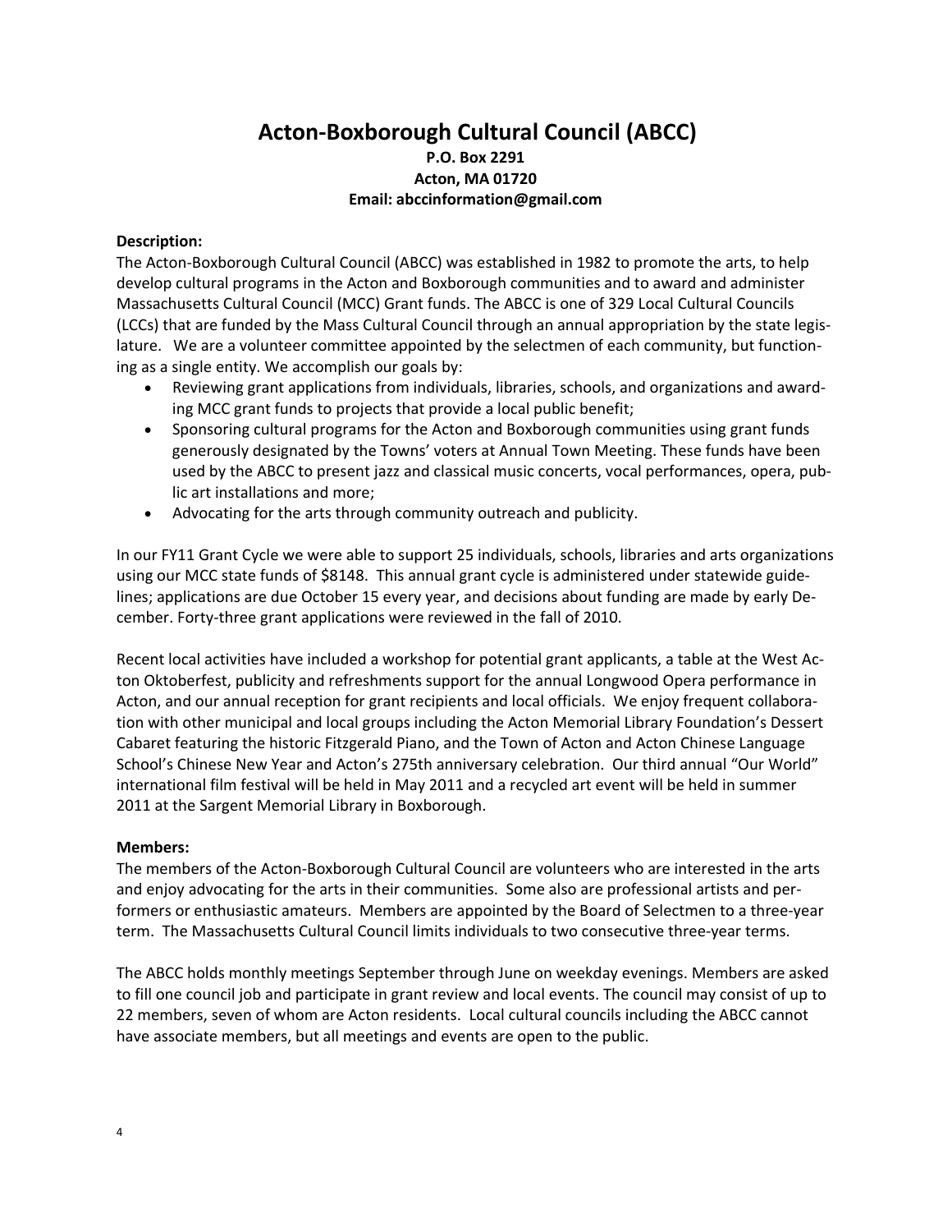# Acton-Boxborough Cultural Council (ABCC)

**P.O. Box 2291**
**Acton, MA 01720**
**Email: abccinformation@gmail.com**

**Description:**

The Acton-Boxborough Cultural Council (ABCC) was established in 1982 to promote the arts, to help develop cultural programs in the Acton and Boxborough communities and to award and administer Massachusetts Cultural Council (MCC) Grant funds. The ABCC is one of 329 Local Cultural Councils (LCCs) that are funded by the Mass Cultural Council through an annual appropriation by the state legislature. We are a volunteer committee appointed by the selectmen of each community, but functioning as a single entity. We accomplish our goals by:

- Reviewing grant applications from individuals, libraries, schools, and organizations and awarding MCC grant funds to projects that provide a local public benefit;
- Sponsoring cultural programs for the Acton and Boxborough communities using grant funds generously designated by the Towns' voters at Annual Town Meeting. These funds have been used by the ABCC to present jazz and classical music concerts, vocal performances, opera, public art installations and more;
- Advocating for the arts through community outreach and publicity.

In our FY11 Grant Cycle we were able to support 25 individuals, schools, libraries and arts organizations using our MCC state funds of $8148. This annual grant cycle is administered under statewide guidelines; applications are due October 15 every year, and decisions about funding are made by early December. Forty-three grant applications were reviewed in the fall of 2010.

Recent local activities have included a workshop for potential grant applicants, a table at the West Acton Oktoberfest, publicity and refreshments support for the annual Longwood Opera performance in Acton, and our annual reception for grant recipients and local officials. We enjoy frequent collaboration with other municipal and local groups including the Acton Memorial Library Foundation's Dessert Cabaret featuring the historic Fitzgerald Piano, and the Town of Acton and Acton Chinese Language School's Chinese New Year and Acton's 275th anniversary celebration. Our third annual "Our World" international film festival will be held in May 2011 and a recycled art event will be held in summer 2011 at the Sargent Memorial Library in Boxborough.

**Members:**

The members of the Acton-Boxborough Cultural Council are volunteers who are interested in the arts and enjoy advocating for the arts in their communities. Some also are professional artists and performers or enthusiastic amateurs. Members are appointed by the Board of Selectmen to a three-year term. The Massachusetts Cultural Council limits individuals to two consecutive three-year terms.

The ABCC holds monthly meetings September through June on weekday evenings. Members are asked to fill one council job and participate in grant review and local events. The council may consist of up to 22 members, seven of whom are Acton residents. Local cultural councils including the ABCC cannot have associate members, but all meetings and events are open to the public.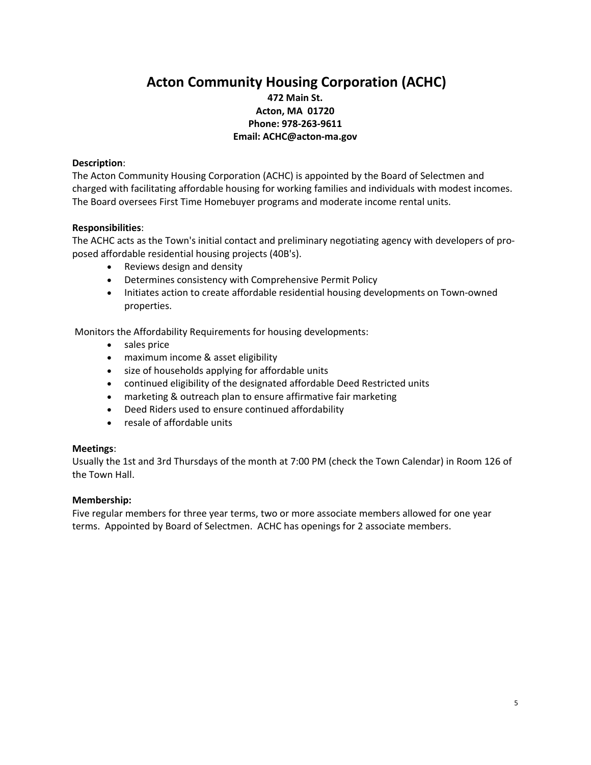# Acton Community Housing Corporation (ACHC)

**472 Main St.**
**Acton, MA 01720**
**Phone: 978-263-9611**
**Email: ACHC@acton-ma.gov**

**Description**:
The Acton Community Housing Corporation (ACHC) is appointed by the Board of Selectmen and charged with facilitating affordable housing for working families and individuals with modest incomes. The Board oversees First Time Homebuyer programs and moderate income rental units.

**Responsibilities**:
The ACHC acts as the Town's initial contact and preliminary negotiating agency with developers of proposed affordable residential housing projects (40B's).

- Reviews design and density
- Determines consistency with Comprehensive Permit Policy
- Initiates action to create affordable residential housing developments on Town-owned properties.

Monitors the Affordability Requirements for housing developments:

- sales price
- maximum income & asset eligibility
- size of households applying for affordable units
- continued eligibility of the designated affordable Deed Restricted units
- marketing & outreach plan to ensure affirmative fair marketing
- Deed Riders used to ensure continued affordability
- resale of affordable units

**Meetings**:
Usually the 1st and 3rd Thursdays of the month at 7:00 PM (check the Town Calendar) in Room 126 of the Town Hall.

**Membership:**
Five regular members for three year terms, two or more associate members allowed for one year terms. Appointed by Board of Selectmen. ACHC has openings for 2 associate members.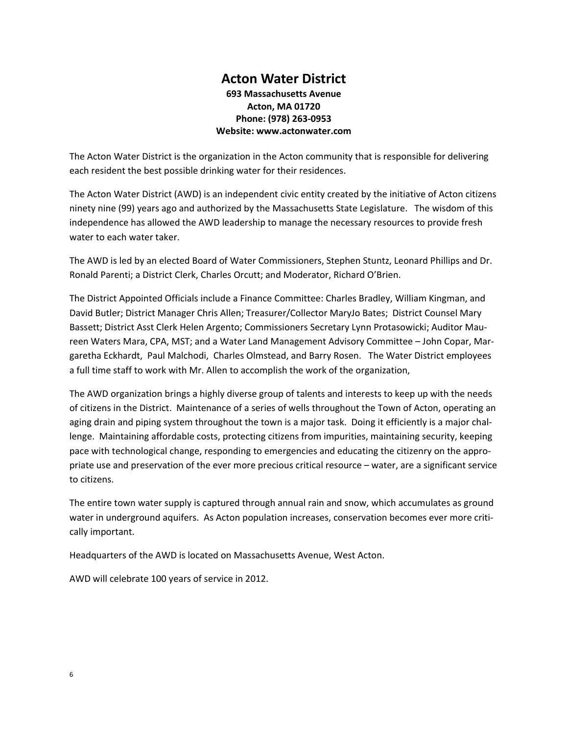# Acton Water District

**693 Massachusetts Avenue**
**Acton, MA 01720**
**Phone: (978) 263-0953**
**Website: www.actonwater.com**

The Acton Water District is the organization in the Acton community that is responsible for delivering each resident the best possible drinking water for their residences.

The Acton Water District (AWD) is an independent civic entity created by the initiative of Acton citizens ninety nine (99) years ago and authorized by the Massachusetts State Legislature. The wisdom of this independence has allowed the AWD leadership to manage the necessary resources to provide fresh water to each water taker.

The AWD is led by an elected Board of Water Commissioners, Stephen Stuntz, Leonard Phillips and Dr. Ronald Parenti; a District Clerk, Charles Orcutt; and Moderator, Richard O'Brien.

The District Appointed Officials include a Finance Committee: Charles Bradley, William Kingman, and David Butler; District Manager Chris Allen; Treasurer/Collector MaryJo Bates; District Counsel Mary Bassett; District Asst Clerk Helen Argento; Commissioners Secretary Lynn Protasowicki; Auditor Maureen Waters Mara, CPA, MST; and a Water Land Management Advisory Committee – John Copar, Margaretha Eckhardt, Paul Malchodi, Charles Olmstead, and Barry Rosen. The Water District employees a full time staff to work with Mr. Allen to accomplish the work of the organization,

The AWD organization brings a highly diverse group of talents and interests to keep up with the needs of citizens in the District. Maintenance of a series of wells throughout the Town of Acton, operating an aging drain and piping system throughout the town is a major task. Doing it efficiently is a major challenge. Maintaining affordable costs, protecting citizens from impurities, maintaining security, keeping pace with technological change, responding to emergencies and educating the citizenry on the appropriate use and preservation of the ever more precious critical resource – water, are a significant service to citizens.

The entire town water supply is captured through annual rain and snow, which accumulates as ground water in underground aquifers. As Acton population increases, conservation becomes ever more critically important.

Headquarters of the AWD is located on Massachusetts Avenue, West Acton.

AWD will celebrate 100 years of service in 2012.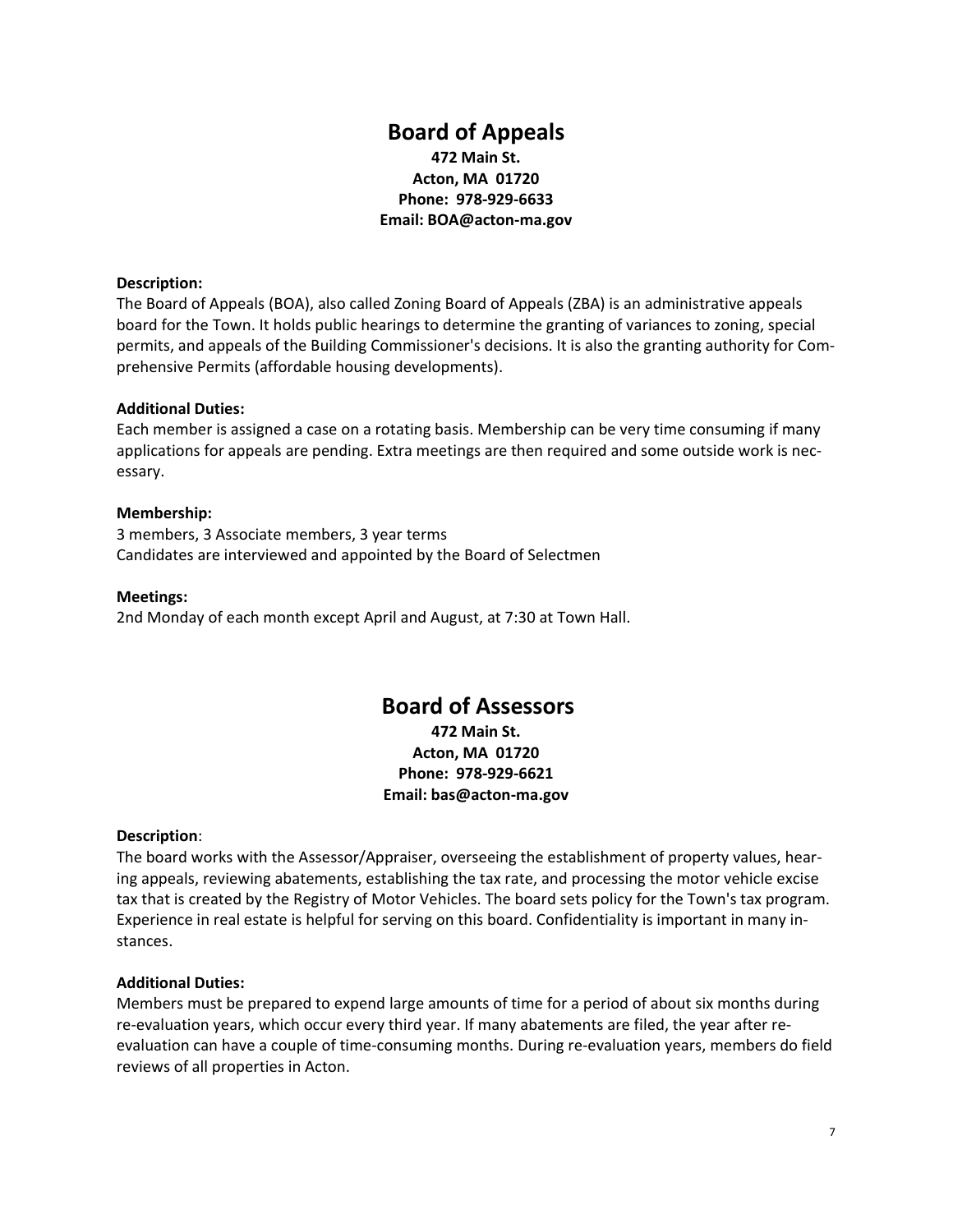# Board of Appeals

**472 Main St.**
**Acton, MA 01720**
**Phone: 978-929-6633**
**Email: BOA@acton-ma.gov**

**Description:**
The Board of Appeals (BOA), also called Zoning Board of Appeals (ZBA) is an administrative appeals board for the Town. It holds public hearings to determine the granting of variances to zoning, special permits, and appeals of the Building Commissioner's decisions. It is also the granting authority for Comprehensive Permits (affordable housing developments).

**Additional Duties:**
Each member is assigned a case on a rotating basis. Membership can be very time consuming if many applications for appeals are pending. Extra meetings are then required and some outside work is necessary.

**Membership:**
3 members, 3 Associate members, 3 year terms
Candidates are interviewed and appointed by the Board of Selectmen

**Meetings:**
2nd Monday of each month except April and August, at 7:30 at Town Hall.

# Board of Assessors

**472 Main St.**
**Acton, MA 01720**
**Phone: 978-929-6621**
**Email: bas@acton-ma.gov**

**Description**:
The board works with the Assessor/Appraiser, overseeing the establishment of property values, hearing appeals, reviewing abatements, establishing the tax rate, and processing the motor vehicle excise tax that is created by the Registry of Motor Vehicles. The board sets policy for the Town's tax program. Experience in real estate is helpful for serving on this board. Confidentiality is important in many instances.

**Additional Duties:**
Members must be prepared to expend large amounts of time for a period of about six months during re-evaluation years, which occur every third year. If many abatements are filed, the year after re-evaluation can have a couple of time-consuming months. During re-evaluation years, members do field reviews of all properties in Acton.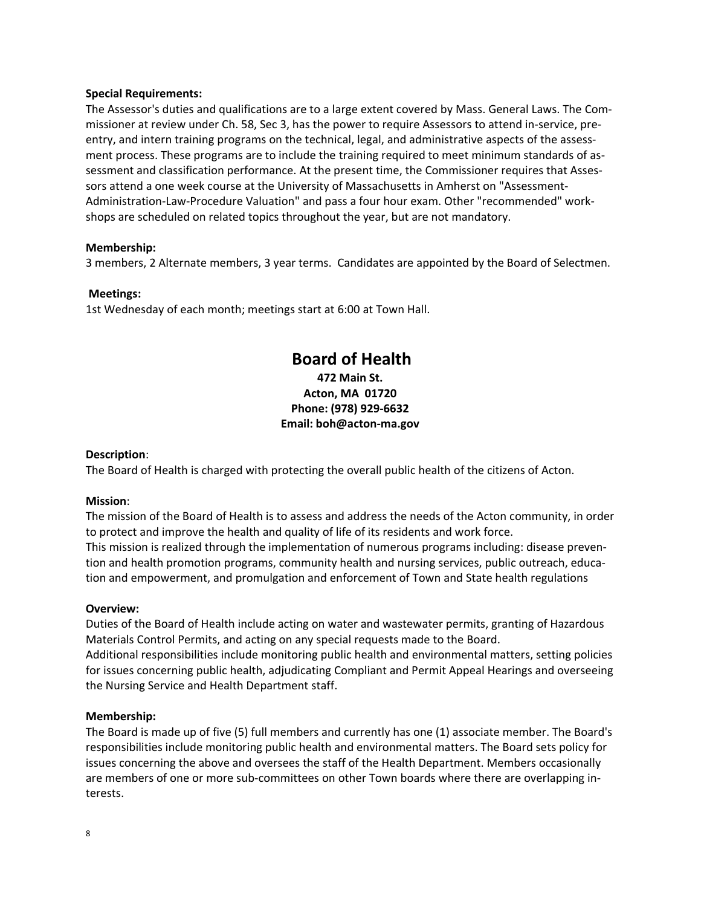**Special Requirements:**

The Assessor's duties and qualifications are to a large extent covered by Mass. General Laws. The Commissioner at review under Ch. 58, Sec 3, has the power to require Assessors to attend in-service, pre-entry, and intern training programs on the technical, legal, and administrative aspects of the assessment process. These programs are to include the training required to meet minimum standards of assessment and classification performance. At the present time, the Commissioner requires that Assessors attend a one week course at the University of Massachusetts in Amherst on "Assessment-Administration-Law-Procedure Valuation" and pass a four hour exam. Other "recommended" workshops are scheduled on related topics throughout the year, but are not mandatory.

**Membership:**

3 members, 2 Alternate members, 3 year terms. Candidates are appointed by the Board of Selectmen.

**Meetings:**

1st Wednesday of each month; meetings start at 6:00 at Town Hall.

# Board of Health

**472 Main St.**
**Acton, MA 01720**
**Phone: (978) 929-6632**
**Email: boh@acton-ma.gov**

**Description**:

The Board of Health is charged with protecting the overall public health of the citizens of Acton.

**Mission**:

The mission of the Board of Health is to assess and address the needs of the Acton community, in order to protect and improve the health and quality of life of its residents and work force.
This mission is realized through the implementation of numerous programs including: disease prevention and health promotion programs, community health and nursing services, public outreach, education and empowerment, and promulgation and enforcement of Town and State health regulations

**Overview:**

Duties of the Board of Health include acting on water and wastewater permits, granting of Hazardous Materials Control Permits, and acting on any special requests made to the Board.
Additional responsibilities include monitoring public health and environmental matters, setting policies for issues concerning public health, adjudicating Compliant and Permit Appeal Hearings and overseeing the Nursing Service and Health Department staff.

**Membership:**

The Board is made up of five (5) full members and currently has one (1) associate member. The Board's responsibilities include monitoring public health and environmental matters. The Board sets policy for issues concerning the above and oversees the staff of the Health Department. Members occasionally are members of one or more sub-committees on other Town boards where there are overlapping interests.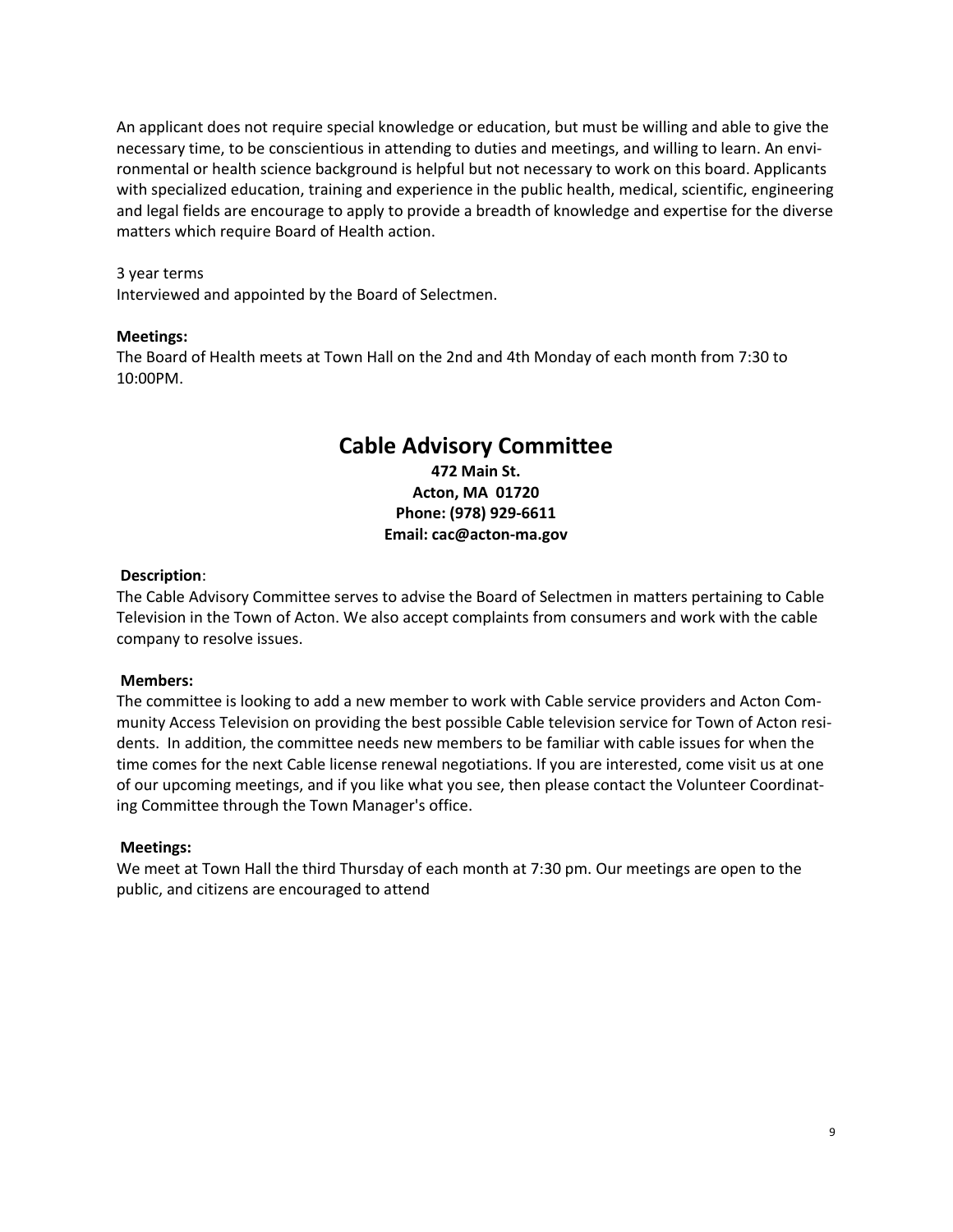An applicant does not require special knowledge or education, but must be willing and able to give the necessary time, to be conscientious in attending to duties and meetings, and willing to learn. An environmental or health science background is helpful but not necessary to work on this board. Applicants with specialized education, training and experience in the public health, medical, scientific, engineering and legal fields are encourage to apply to provide a breadth of knowledge and expertise for the diverse matters which require Board of Health action.

3 year terms
Interviewed and appointed by the Board of Selectmen.

**Meetings:**
The Board of Health meets at Town Hall on the 2nd and 4th Monday of each month from 7:30 to 10:00PM.

## Cable Advisory Committee

**472 Main St.**
**Acton, MA 01720**
**Phone: (978) 929-6611**
**Email: cac@acton-ma.gov**

**Description**:
The Cable Advisory Committee serves to advise the Board of Selectmen in matters pertaining to Cable Television in the Town of Acton. We also accept complaints from consumers and work with the cable company to resolve issues.

**Members:**
The committee is looking to add a new member to work with Cable service providers and Acton Community Access Television on providing the best possible Cable television service for Town of Acton residents. In addition, the committee needs new members to be familiar with cable issues for when the time comes for the next Cable license renewal negotiations. If you are interested, come visit us at one of our upcoming meetings, and if you like what you see, then please contact the Volunteer Coordinating Committee through the Town Manager's office.

**Meetings:**
We meet at Town Hall the third Thursday of each month at 7:30 pm. Our meetings are open to the public, and citizens are encouraged to attend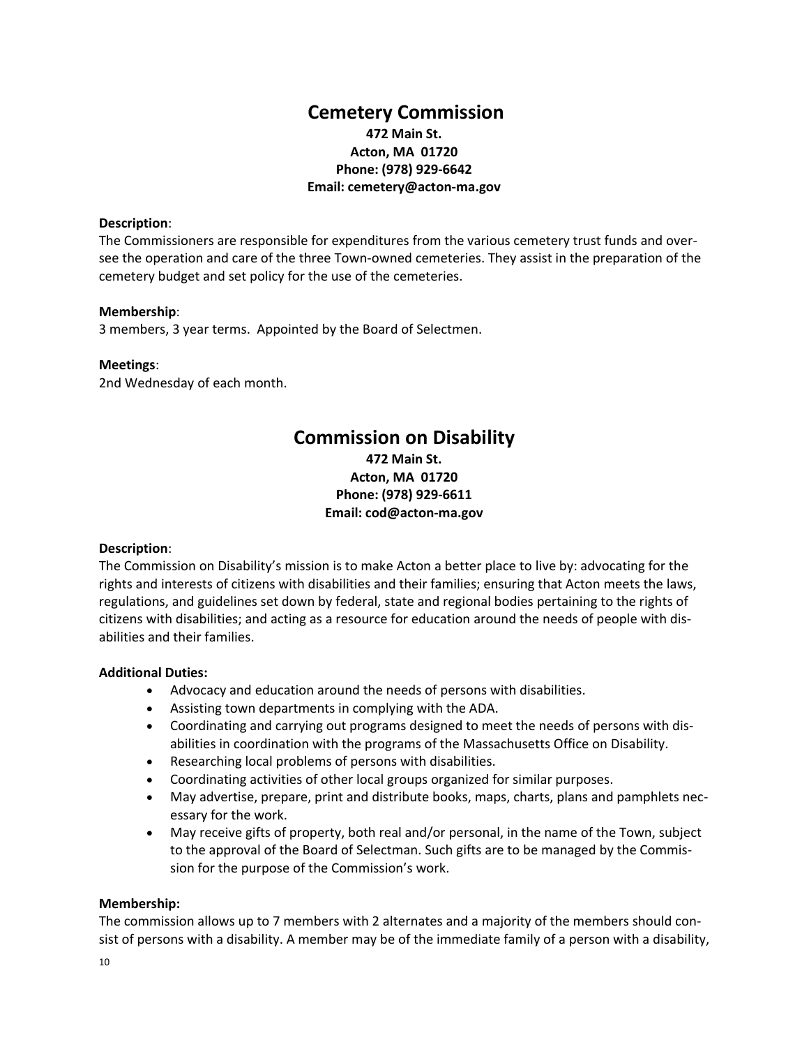## Cemetery Commission

**472 Main St.**
**Acton, MA 01720**
**Phone: (978) 929-6642**
**Email: cemetery@acton-ma.gov**

**Description**:
The Commissioners are responsible for expenditures from the various cemetery trust funds and oversee the operation and care of the three Town-owned cemeteries. They assist in the preparation of the cemetery budget and set policy for the use of the cemeteries.

**Membership**:
3 members, 3 year terms. Appointed by the Board of Selectmen.

**Meetings**:
2nd Wednesday of each month.

## Commission on Disability

**472 Main St.**
**Acton, MA 01720**
**Phone: (978) 929-6611**
**Email: cod@acton-ma.gov**

**Description**:
The Commission on Disability's mission is to make Acton a better place to live by: advocating for the rights and interests of citizens with disabilities and their families; ensuring that Acton meets the laws, regulations, and guidelines set down by federal, state and regional bodies pertaining to the rights of citizens with disabilities; and acting as a resource for education around the needs of people with disabilities and their families.

**Additional Duties:**

- Advocacy and education around the needs of persons with disabilities.
- Assisting town departments in complying with the ADA.
- Coordinating and carrying out programs designed to meet the needs of persons with disabilities in coordination with the programs of the Massachusetts Office on Disability.
- Researching local problems of persons with disabilities.
- Coordinating activities of other local groups organized for similar purposes.
- May advertise, prepare, print and distribute books, maps, charts, plans and pamphlets necessary for the work.
- May receive gifts of property, both real and/or personal, in the name of the Town, subject to the approval of the Board of Selectman. Such gifts are to be managed by the Commission for the purpose of the Commission's work.

**Membership:**
The commission allows up to 7 members with 2 alternates and a majority of the members should consist of persons with a disability. A member may be of the immediate family of a person with a disability,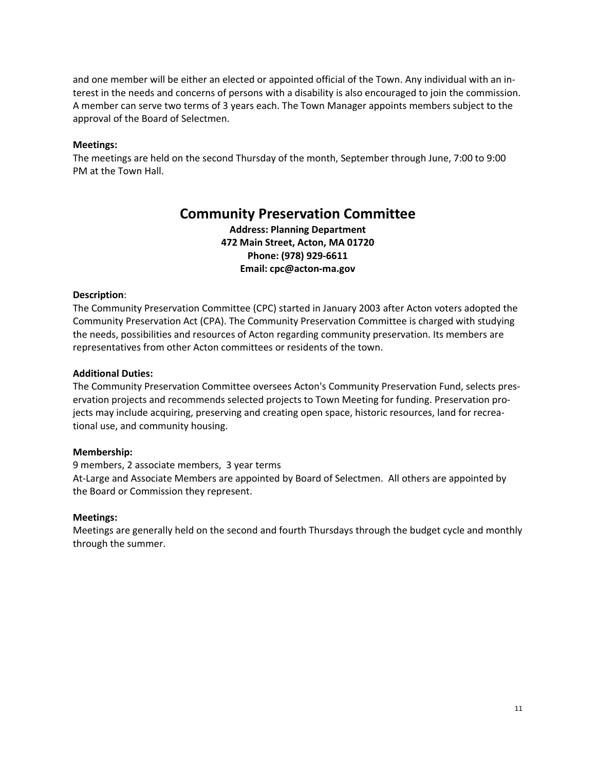and one member will be either an elected or appointed official of the Town. Any individual with an interest in the needs and concerns of persons with a disability is also encouraged to join the commission. A member can serve two terms of 3 years each. The Town Manager appoints members subject to the approval of the Board of Selectmen.

**Meetings:**

The meetings are held on the second Thursday of the month, September through June, 7:00 to 9:00 PM at the Town Hall.

## Community Preservation Committee

**Address: Planning Department**
**472 Main Street, Acton, MA 01720**
**Phone: (978) 929-6611**
**Email: cpc@acton-ma.gov**

**Description**:

The Community Preservation Committee (CPC) started in January 2003 after Acton voters adopted the Community Preservation Act (CPA). The Community Preservation Committee is charged with studying the needs, possibilities and resources of Acton regarding community preservation. Its members are representatives from other Acton committees or residents of the town.

**Additional Duties:**

The Community Preservation Committee oversees Acton's Community Preservation Fund, selects preservation projects and recommends selected projects to Town Meeting for funding. Preservation projects may include acquiring, preserving and creating open space, historic resources, land for recreational use, and community housing.

**Membership:**

9 members, 2 associate members, 3 year terms
At-Large and Associate Members are appointed by Board of Selectmen. All others are appointed by the Board or Commission they represent.

**Meetings:**

Meetings are generally held on the second and fourth Thursdays through the budget cycle and monthly through the summer.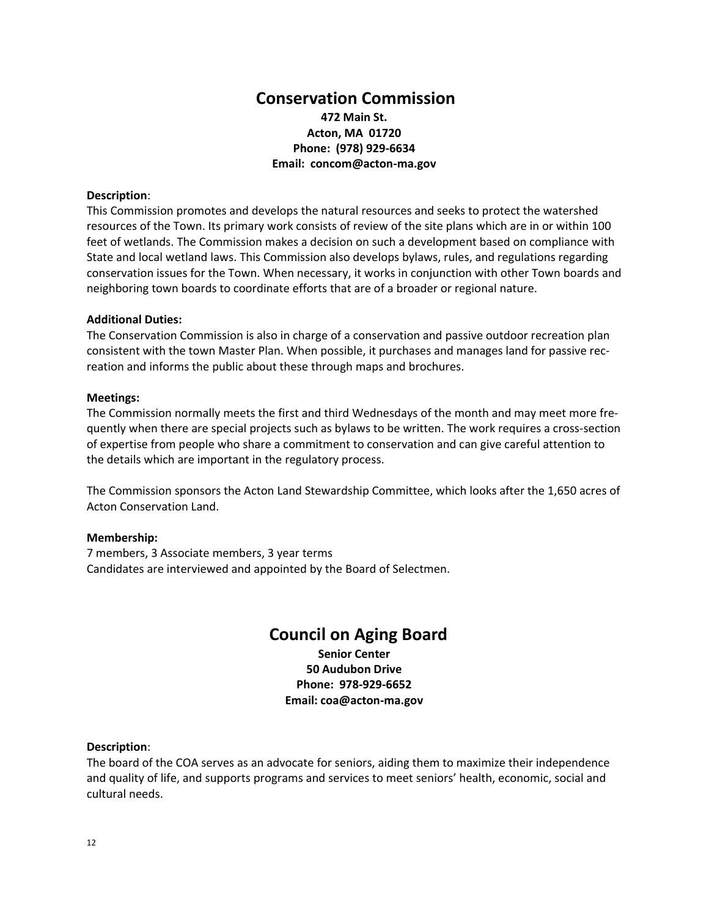# Conservation Commission

**472 Main St.**
**Acton, MA 01720**
**Phone: (978) 929-6634**
**Email: concom@acton-ma.gov**

**Description**:
This Commission promotes and develops the natural resources and seeks to protect the watershed resources of the Town. Its primary work consists of review of the site plans which are in or within 100 feet of wetlands. The Commission makes a decision on such a development based on compliance with State and local wetland laws. This Commission also develops bylaws, rules, and regulations regarding conservation issues for the Town. When necessary, it works in conjunction with other Town boards and neighboring town boards to coordinate efforts that are of a broader or regional nature.

**Additional Duties:**
The Conservation Commission is also in charge of a conservation and passive outdoor recreation plan consistent with the town Master Plan. When possible, it purchases and manages land for passive recreation and informs the public about these through maps and brochures.

**Meetings:**
The Commission normally meets the first and third Wednesdays of the month and may meet more frequently when there are special projects such as bylaws to be written. The work requires a cross-section of expertise from people who share a commitment to conservation and can give careful attention to the details which are important in the regulatory process.

The Commission sponsors the Acton Land Stewardship Committee, which looks after the 1,650 acres of Acton Conservation Land.

**Membership:**
7 members, 3 Associate members, 3 year terms
Candidates are interviewed and appointed by the Board of Selectmen.

# Council on Aging Board

**Senior Center**
**50 Audubon Drive**
**Phone: 978-929-6652**
**Email: coa@acton-ma.gov**

**Description**:
The board of the COA serves as an advocate for seniors, aiding them to maximize their independence and quality of life, and supports programs and services to meet seniors' health, economic, social and cultural needs.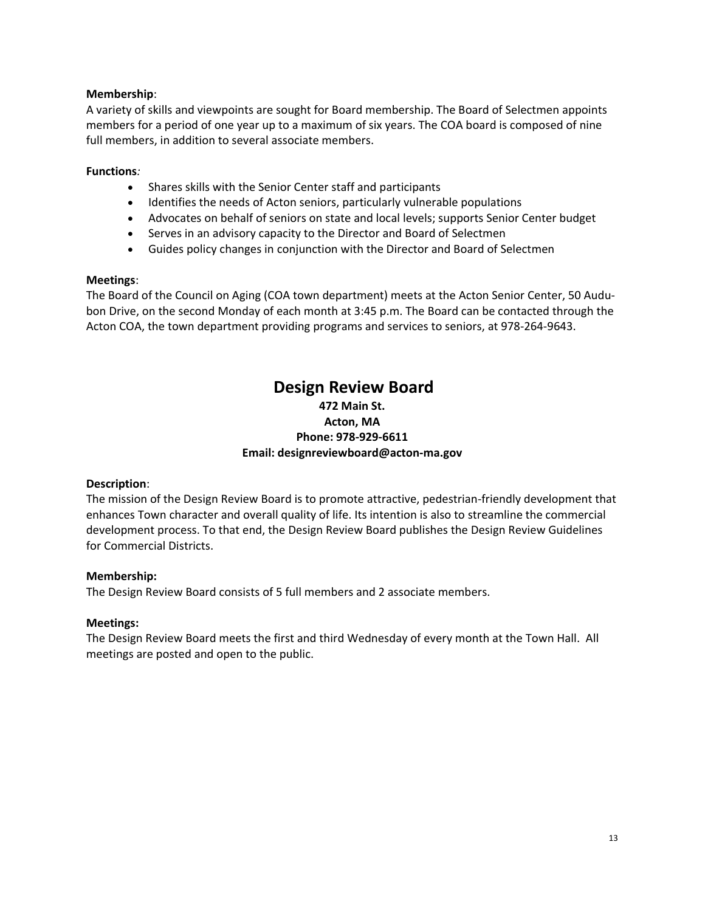**Membership**:
A variety of skills and viewpoints are sought for Board membership. The Board of Selectmen appoints members for a period of one year up to a maximum of six years. The COA board is composed of nine full members, in addition to several associate members.

**Functions***:*

- Shares skills with the Senior Center staff and participants
- Identifies the needs of Acton seniors, particularly vulnerable populations
- Advocates on behalf of seniors on state and local levels; supports Senior Center budget
- Serves in an advisory capacity to the Director and Board of Selectmen
- Guides policy changes in conjunction with the Director and Board of Selectmen

**Meetings**:
The Board of the Council on Aging (COA town department) meets at the Acton Senior Center, 50 Audubon Drive, on the second Monday of each month at 3:45 p.m. The Board can be contacted through the Acton COA, the town department providing programs and services to seniors, at 978-264-9643.

# Design Review Board

**472 Main St.**
**Acton, MA**
**Phone: 978-929-6611**
**Email: designreviewboard@acton-ma.gov**

**Description**:
The mission of the Design Review Board is to promote attractive, pedestrian-friendly development that enhances Town character and overall quality of life. Its intention is also to streamline the commercial development process. To that end, the Design Review Board publishes the Design Review Guidelines for Commercial Districts.

**Membership:**
The Design Review Board consists of 5 full members and 2 associate members.

**Meetings:**
The Design Review Board meets the first and third Wednesday of every month at the Town Hall. All meetings are posted and open to the public.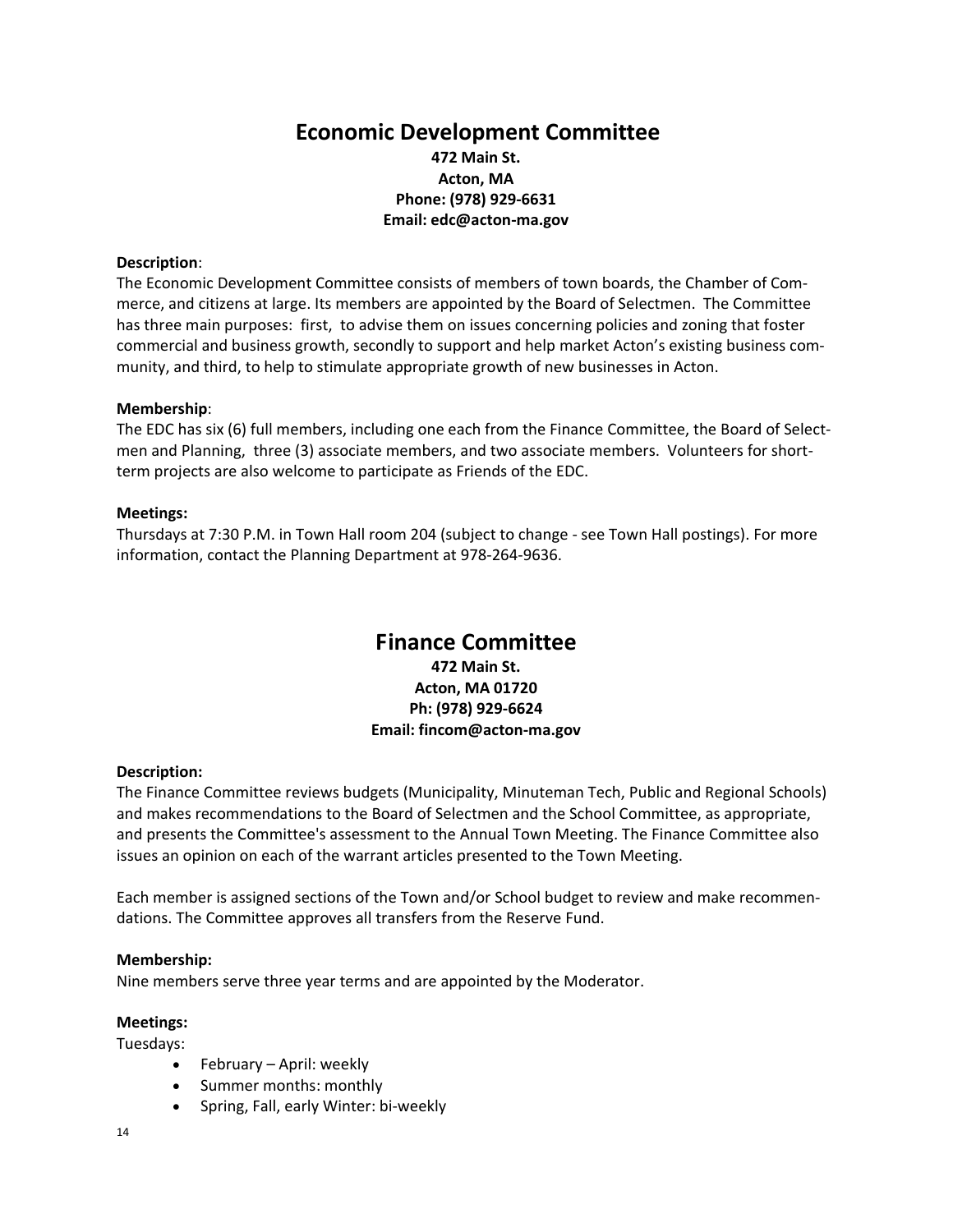# Economic Development Committee

**472 Main St.**
**Acton, MA**
**Phone: (978) 929-6631**
**Email: edc@acton-ma.gov**

**Description**:
The Economic Development Committee consists of members of town boards, the Chamber of Commerce, and citizens at large. Its members are appointed by the Board of Selectmen. The Committee has three main purposes: first, to advise them on issues concerning policies and zoning that foster commercial and business growth, secondly to support and help market Acton's existing business community, and third, to help to stimulate appropriate growth of new businesses in Acton.

**Membership**:
The EDC has six (6) full members, including one each from the Finance Committee, the Board of Selectmen and Planning, three (3) associate members, and two associate members. Volunteers for short-term projects are also welcome to participate as Friends of the EDC.

**Meetings:**
Thursdays at 7:30 P.M. in Town Hall room 204 (subject to change - see Town Hall postings). For more information, contact the Planning Department at 978-264-9636.

# Finance Committee

**472 Main St.**
**Acton, MA 01720**
**Ph: (978) 929-6624**
**Email: fincom@acton-ma.gov**

**Description:**
The Finance Committee reviews budgets (Municipality, Minuteman Tech, Public and Regional Schools) and makes recommendations to the Board of Selectmen and the School Committee, as appropriate, and presents the Committee's assessment to the Annual Town Meeting. The Finance Committee also issues an opinion on each of the warrant articles presented to the Town Meeting.

Each member is assigned sections of the Town and/or School budget to review and make recommendations. The Committee approves all transfers from the Reserve Fund.

**Membership:**
Nine members serve three year terms and are appointed by the Moderator.

**Meetings:**
Tuesdays:

- February – April: weekly
- Summer months: monthly
- Spring, Fall, early Winter: bi-weekly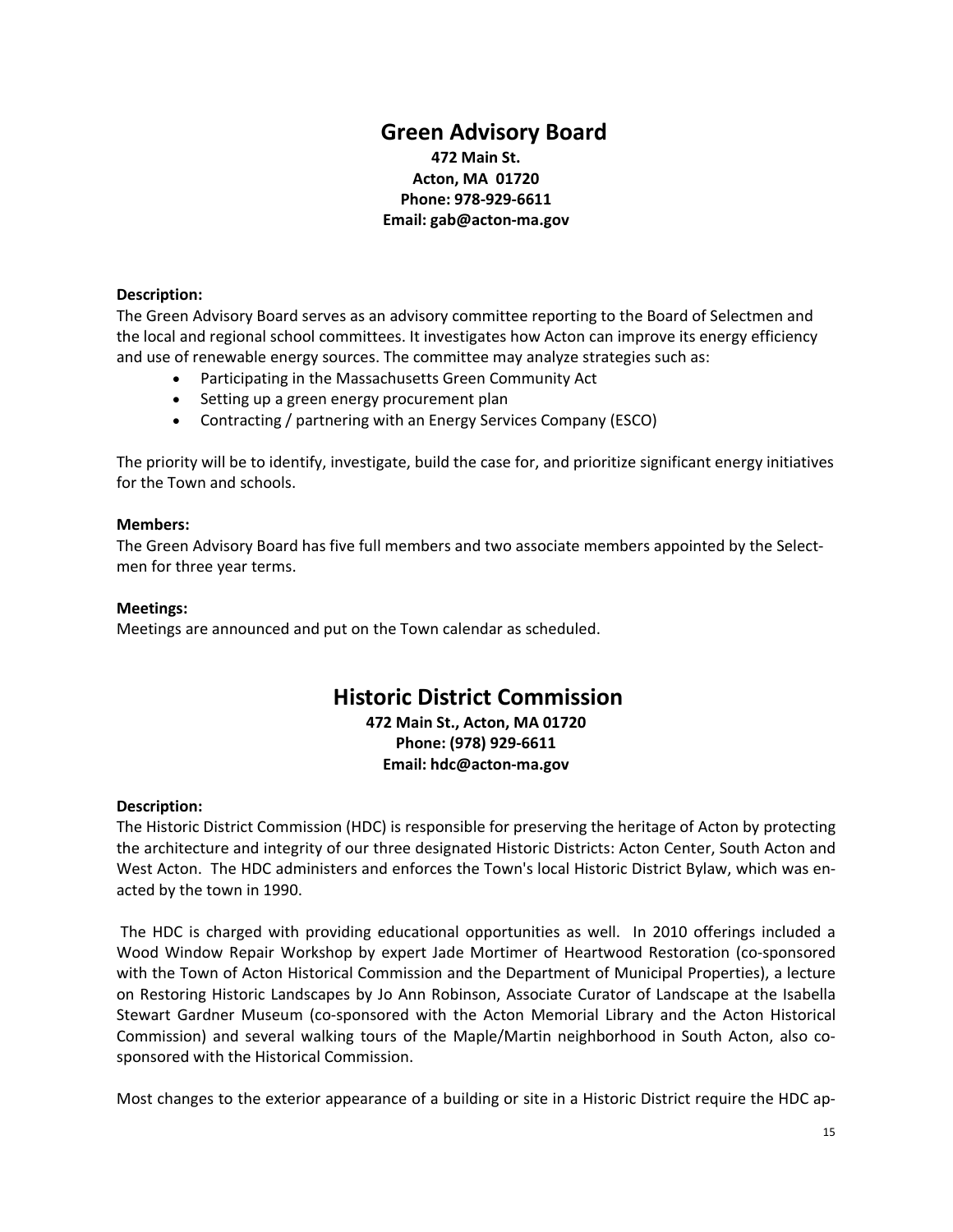# Green Advisory Board

**472 Main St.**
**Acton, MA 01720**
**Phone: 978-929-6611**
**Email: gab@acton-ma.gov**

**Description:**
The Green Advisory Board serves as an advisory committee reporting to the Board of Selectmen and the local and regional school committees. It investigates how Acton can improve its energy efficiency and use of renewable energy sources. The committee may analyze strategies such as:

- Participating in the Massachusetts Green Community Act
- Setting up a green energy procurement plan
- Contracting / partnering with an Energy Services Company (ESCO)

The priority will be to identify, investigate, build the case for, and prioritize significant energy initiatives for the Town and schools.

**Members:**
The Green Advisory Board has five full members and two associate members appointed by the Selectmen for three year terms.

**Meetings:**
Meetings are announced and put on the Town calendar as scheduled.

# Historic District Commission

**472 Main St., Acton, MA 01720**
**Phone: (978) 929-6611**
**Email: hdc@acton-ma.gov**

**Description:**
The Historic District Commission (HDC) is responsible for preserving the heritage of Acton by protecting the architecture and integrity of our three designated Historic Districts: Acton Center, South Acton and West Acton. The HDC administers and enforces the Town's local Historic District Bylaw, which was enacted by the town in 1990.

The HDC is charged with providing educational opportunities as well. In 2010 offerings included a Wood Window Repair Workshop by expert Jade Mortimer of Heartwood Restoration (co-sponsored with the Town of Acton Historical Commission and the Department of Municipal Properties), a lecture on Restoring Historic Landscapes by Jo Ann Robinson, Associate Curator of Landscape at the Isabella Stewart Gardner Museum (co-sponsored with the Acton Memorial Library and the Acton Historical Commission) and several walking tours of the Maple/Martin neighborhood in South Acton, also co-sponsored with the Historical Commission.

Most changes to the exterior appearance of a building or site in a Historic District require the HDC ap-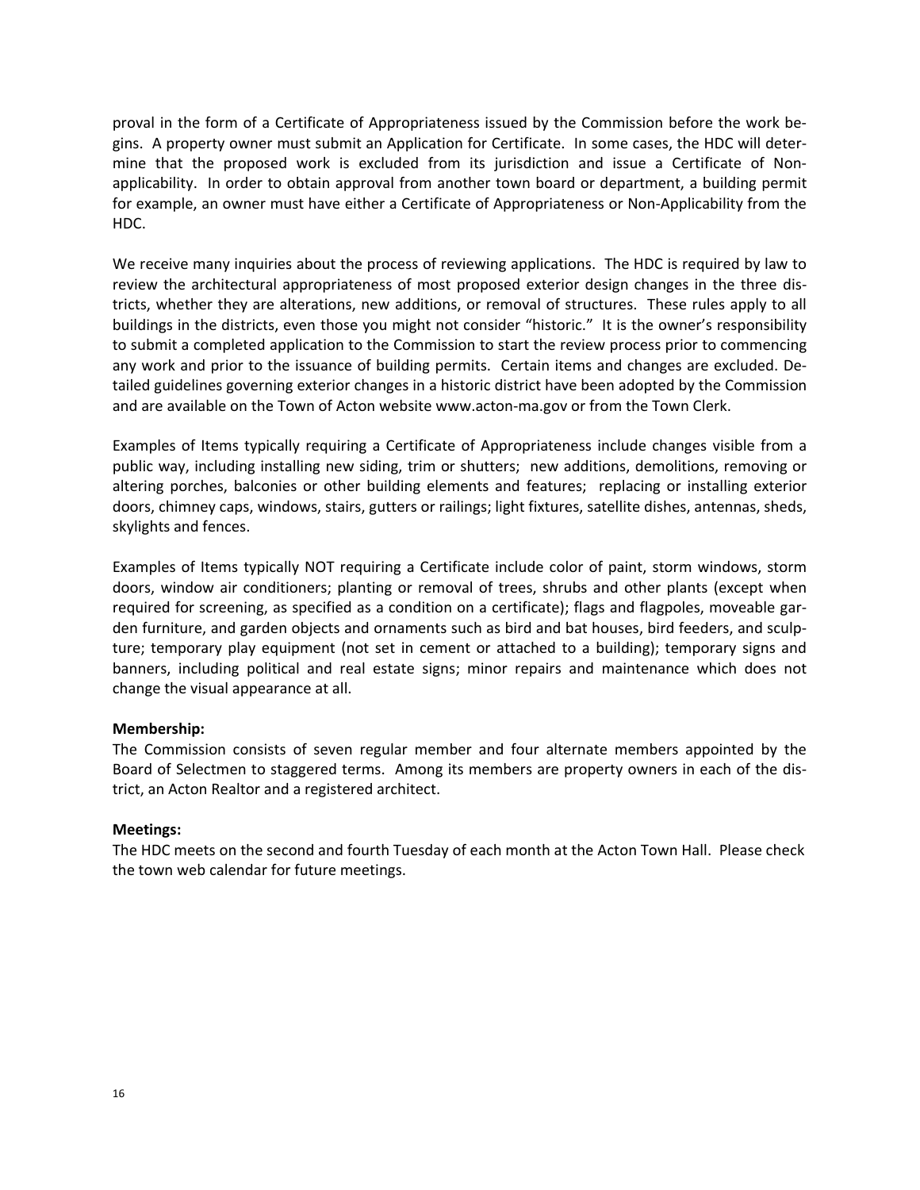proval in the form of a Certificate of Appropriateness issued by the Commission before the work begins. A property owner must submit an Application for Certificate. In some cases, the HDC will determine that the proposed work is excluded from its jurisdiction and issue a Certificate of Non-applicability. In order to obtain approval from another town board or department, a building permit for example, an owner must have either a Certificate of Appropriateness or Non-Applicability from the HDC.

We receive many inquiries about the process of reviewing applications. The HDC is required by law to review the architectural appropriateness of most proposed exterior design changes in the three districts, whether they are alterations, new additions, or removal of structures. These rules apply to all buildings in the districts, even those you might not consider "historic." It is the owner's responsibility to submit a completed application to the Commission to start the review process prior to commencing any work and prior to the issuance of building permits. Certain items and changes are excluded. Detailed guidelines governing exterior changes in a historic district have been adopted by the Commission and are available on the Town of Acton website www.acton-ma.gov or from the Town Clerk.

Examples of Items typically requiring a Certificate of Appropriateness include changes visible from a public way, including installing new siding, trim or shutters; new additions, demolitions, removing or altering porches, balconies or other building elements and features; replacing or installing exterior doors, chimney caps, windows, stairs, gutters or railings; light fixtures, satellite dishes, antennas, sheds, skylights and fences.

Examples of Items typically NOT requiring a Certificate include color of paint, storm windows, storm doors, window air conditioners; planting or removal of trees, shrubs and other plants (except when required for screening, as specified as a condition on a certificate); flags and flagpoles, moveable garden furniture, and garden objects and ornaments such as bird and bat houses, bird feeders, and sculpture; temporary play equipment (not set in cement or attached to a building); temporary signs and banners, including political and real estate signs; minor repairs and maintenance which does not change the visual appearance at all.

**Membership:**
The Commission consists of seven regular member and four alternate members appointed by the Board of Selectmen to staggered terms. Among its members are property owners in each of the district, an Acton Realtor and a registered architect.

**Meetings:**
The HDC meets on the second and fourth Tuesday of each month at the Acton Town Hall. Please check the town web calendar for future meetings.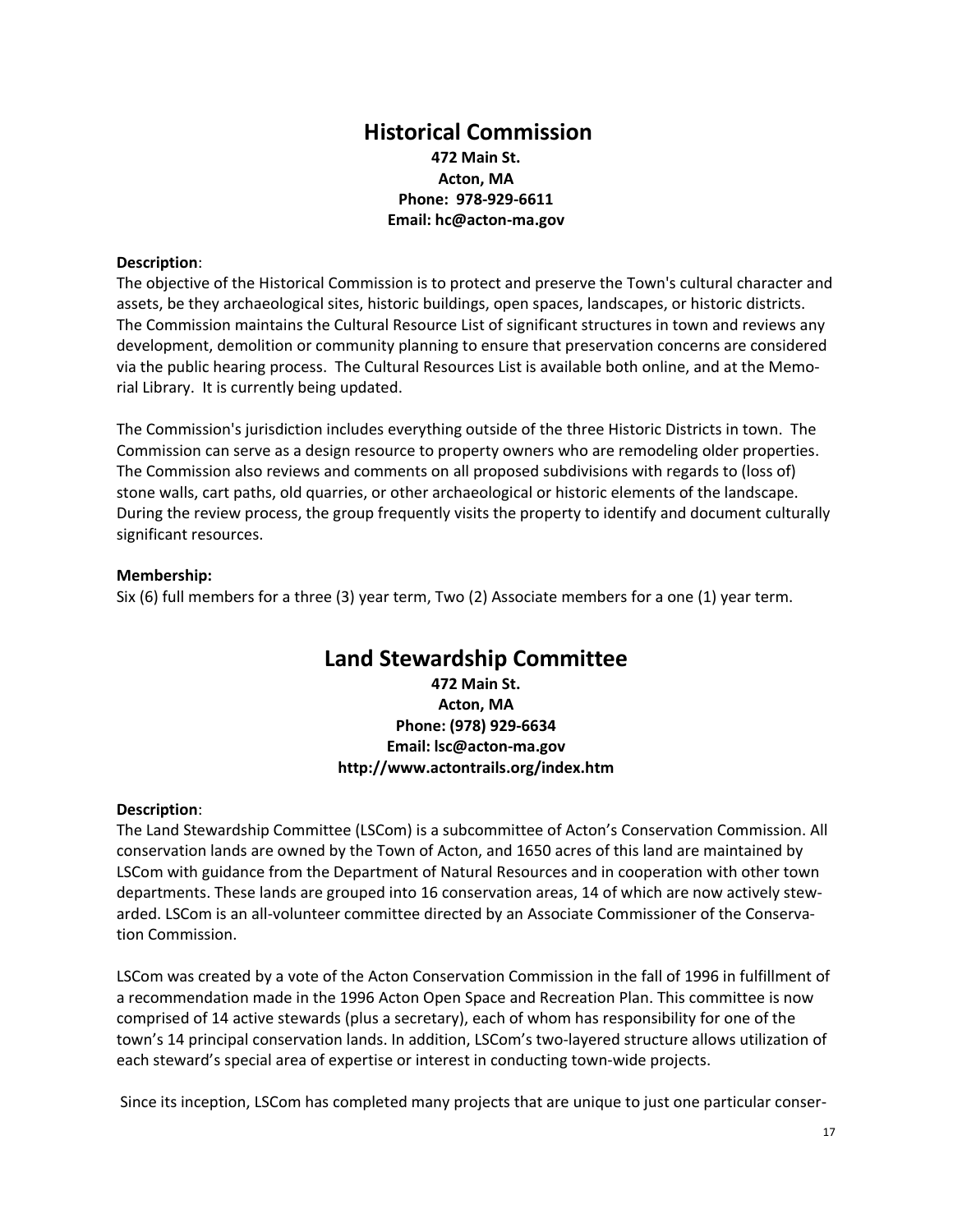## Historical Commission

**472 Main St.**
**Acton, MA**
**Phone: 978-929-6611**
**Email: hc@acton-ma.gov**

**Description**:
The objective of the Historical Commission is to protect and preserve the Town's cultural character and assets, be they archaeological sites, historic buildings, open spaces, landscapes, or historic districts. The Commission maintains the Cultural Resource List of significant structures in town and reviews any development, demolition or community planning to ensure that preservation concerns are considered via the public hearing process. The Cultural Resources List is available both online, and at the Memorial Library. It is currently being updated.

The Commission's jurisdiction includes everything outside of the three Historic Districts in town. The Commission can serve as a design resource to property owners who are remodeling older properties. The Commission also reviews and comments on all proposed subdivisions with regards to (loss of) stone walls, cart paths, old quarries, or other archaeological or historic elements of the landscape. During the review process, the group frequently visits the property to identify and document culturally significant resources.

**Membership:**
Six (6) full members for a three (3) year term, Two (2) Associate members for a one (1) year term.

## Land Stewardship Committee

**472 Main St.**
**Acton, MA**
**Phone: (978) 929-6634**
**Email: lsc@acton-ma.gov**
**http://www.actontrails.org/index.htm**

**Description**:
The Land Stewardship Committee (LSCom) is a subcommittee of Acton's Conservation Commission. All conservation lands are owned by the Town of Acton, and 1650 acres of this land are maintained by LSCom with guidance from the Department of Natural Resources and in cooperation with other town departments. These lands are grouped into 16 conservation areas, 14 of which are now actively stewarded. LSCom is an all-volunteer committee directed by an Associate Commissioner of the Conservation Commission.

LSCom was created by a vote of the Acton Conservation Commission in the fall of 1996 in fulfillment of a recommendation made in the 1996 Acton Open Space and Recreation Plan. This committee is now comprised of 14 active stewards (plus a secretary), each of whom has responsibility for one of the town's 14 principal conservation lands. In addition, LSCom's two-layered structure allows utilization of each steward's special area of expertise or interest in conducting town-wide projects.

Since its inception, LSCom has completed many projects that are unique to just one particular conser-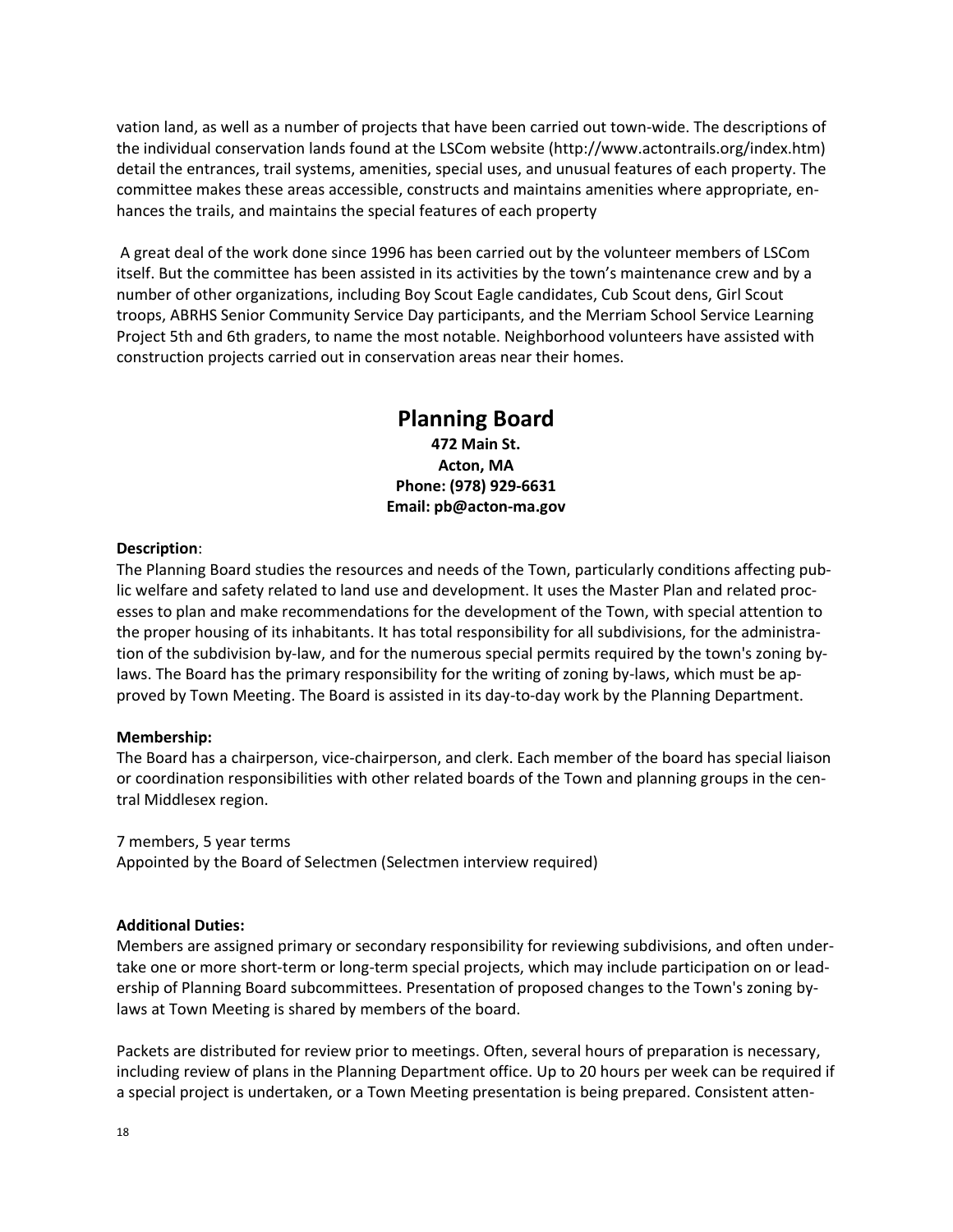vation land, as well as a number of projects that have been carried out town-wide. The descriptions of the individual conservation lands found at the LSCom website (http://www.actontrails.org/index.htm) detail the entrances, trail systems, amenities, special uses, and unusual features of each property. The committee makes these areas accessible, constructs and maintains amenities where appropriate, enhances the trails, and maintains the special features of each property

A great deal of the work done since 1996 has been carried out by the volunteer members of LSCom itself. But the committee has been assisted in its activities by the town's maintenance crew and by a number of other organizations, including Boy Scout Eagle candidates, Cub Scout dens, Girl Scout troops, ABRHS Senior Community Service Day participants, and the Merriam School Service Learning Project 5th and 6th graders, to name the most notable. Neighborhood volunteers have assisted with construction projects carried out in conservation areas near their homes.

## Planning Board

**472 Main St.**
**Acton, MA**
**Phone: (978) 929-6631**
**Email: pb@acton-ma.gov**

**Description**:
The Planning Board studies the resources and needs of the Town, particularly conditions affecting public welfare and safety related to land use and development. It uses the Master Plan and related processes to plan and make recommendations for the development of the Town, with special attention to the proper housing of its inhabitants. It has total responsibility for all subdivisions, for the administration of the subdivision by-law, and for the numerous special permits required by the town's zoning by-laws. The Board has the primary responsibility for the writing of zoning by-laws, which must be approved by Town Meeting. The Board is assisted in its day-to-day work by the Planning Department.

**Membership:**
The Board has a chairperson, vice-chairperson, and clerk. Each member of the board has special liaison or coordination responsibilities with other related boards of the Town and planning groups in the central Middlesex region.

7 members, 5 year terms
Appointed by the Board of Selectmen (Selectmen interview required)

**Additional Duties:**
Members are assigned primary or secondary responsibility for reviewing subdivisions, and often undertake one or more short-term or long-term special projects, which may include participation on or leadership of Planning Board subcommittees. Presentation of proposed changes to the Town's zoning by-laws at Town Meeting is shared by members of the board.

Packets are distributed for review prior to meetings. Often, several hours of preparation is necessary, including review of plans in the Planning Department office. Up to 20 hours per week can be required if a special project is undertaken, or a Town Meeting presentation is being prepared. Consistent atten-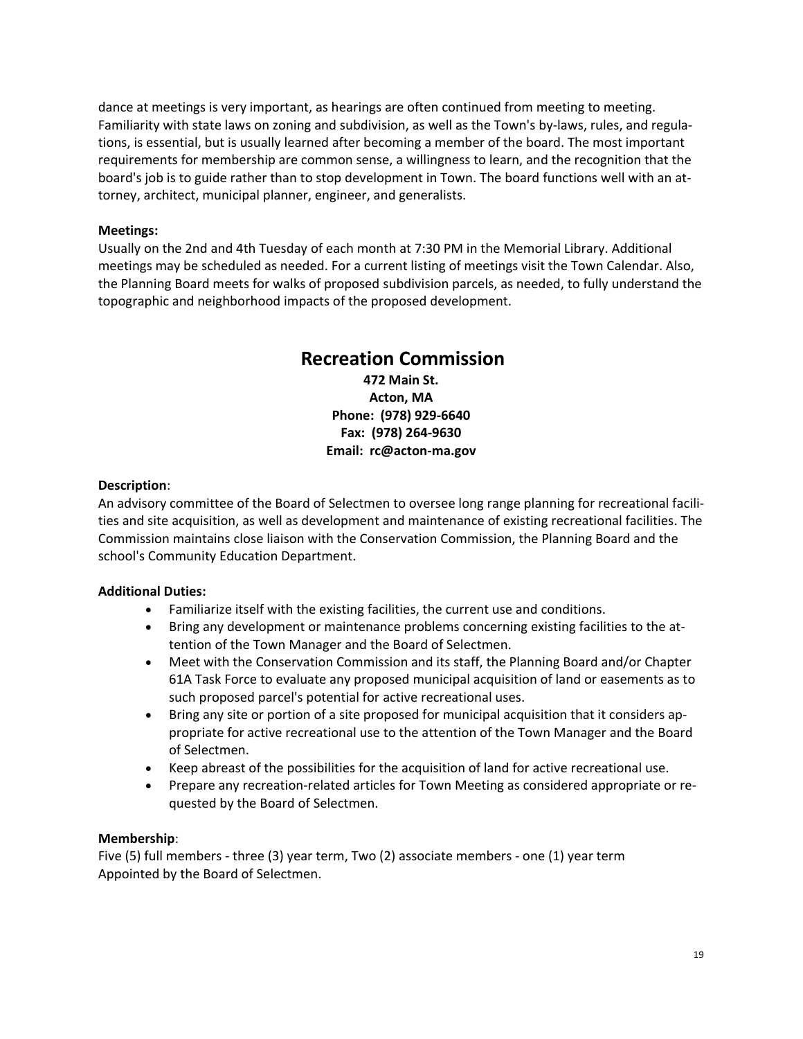dance at meetings is very important, as hearings are often continued from meeting to meeting. Familiarity with state laws on zoning and subdivision, as well as the Town's by-laws, rules, and regulations, is essential, but is usually learned after becoming a member of the board. The most important requirements for membership are common sense, a willingness to learn, and the recognition that the board's job is to guide rather than to stop development in Town. The board functions well with an attorney, architect, municipal planner, engineer, and generalists.

**Meetings:**
Usually on the 2nd and 4th Tuesday of each month at 7:30 PM in the Memorial Library. Additional meetings may be scheduled as needed. For a current listing of meetings visit the Town Calendar. Also, the Planning Board meets for walks of proposed subdivision parcels, as needed, to fully understand the topographic and neighborhood impacts of the proposed development.

## Recreation Commission

**472 Main St.**
**Acton, MA**
**Phone: (978) 929-6640**
**Fax: (978) 264-9630**
**Email: rc@acton-ma.gov**

**Description**:
An advisory committee of the Board of Selectmen to oversee long range planning for recreational facilities and site acquisition, as well as development and maintenance of existing recreational facilities. The Commission maintains close liaison with the Conservation Commission, the Planning Board and the school's Community Education Department.

**Additional Duties:**

- Familiarize itself with the existing facilities, the current use and conditions.
- Bring any development or maintenance problems concerning existing facilities to the attention of the Town Manager and the Board of Selectmen.
- Meet with the Conservation Commission and its staff, the Planning Board and/or Chapter 61A Task Force to evaluate any proposed municipal acquisition of land or easements as to such proposed parcel's potential for active recreational uses.
- Bring any site or portion of a site proposed for municipal acquisition that it considers appropriate for active recreational use to the attention of the Town Manager and the Board of Selectmen.
- Keep abreast of the possibilities for the acquisition of land for active recreational use.
- Prepare any recreation-related articles for Town Meeting as considered appropriate or requested by the Board of Selectmen.

**Membership**:
Five (5) full members - three (3) year term, Two (2) associate members - one (1) year term
Appointed by the Board of Selectmen.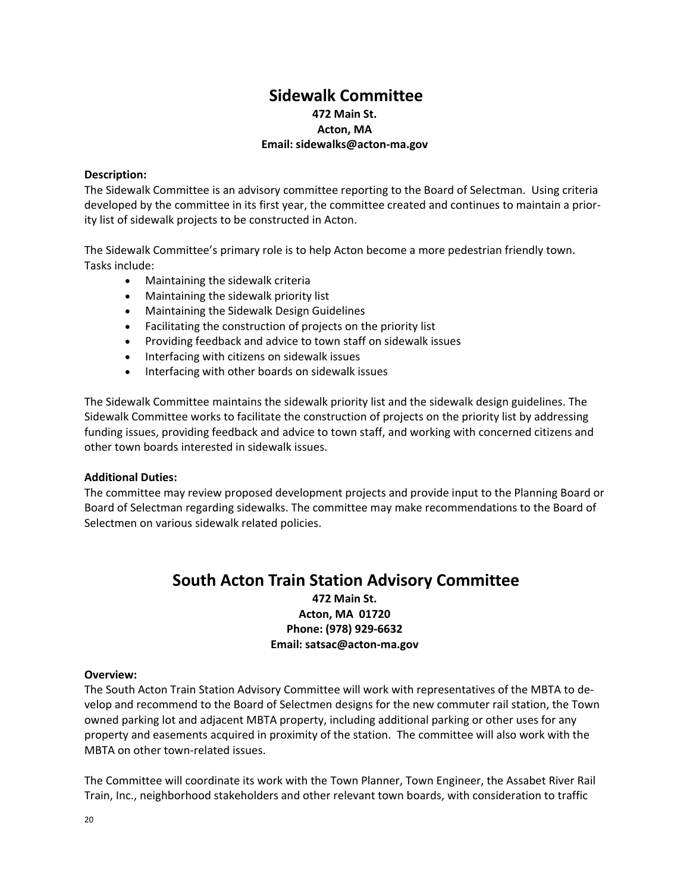# Sidewalk Committee

**472 Main St.**
**Acton, MA**
**Email: sidewalks@acton-ma.gov**

**Description:**
The Sidewalk Committee is an advisory committee reporting to the Board of Selectman. Using criteria developed by the committee in its first year, the committee created and continues to maintain a priority list of sidewalk projects to be constructed in Acton.

The Sidewalk Committee's primary role is to help Acton become a more pedestrian friendly town. Tasks include:

- Maintaining the sidewalk criteria
- Maintaining the sidewalk priority list
- Maintaining the Sidewalk Design Guidelines
- Facilitating the construction of projects on the priority list
- Providing feedback and advice to town staff on sidewalk issues
- Interfacing with citizens on sidewalk issues
- Interfacing with other boards on sidewalk issues

The Sidewalk Committee maintains the sidewalk priority list and the sidewalk design guidelines. The Sidewalk Committee works to facilitate the construction of projects on the priority list by addressing funding issues, providing feedback and advice to town staff, and working with concerned citizens and other town boards interested in sidewalk issues.

**Additional Duties:**
The committee may review proposed development projects and provide input to the Planning Board or Board of Selectman regarding sidewalks. The committee may make recommendations to the Board of Selectmen on various sidewalk related policies.

# South Acton Train Station Advisory Committee

**472 Main St.**
**Acton, MA 01720**
**Phone: (978) 929-6632**
**Email: satsac@acton-ma.gov**

**Overview:**
The South Acton Train Station Advisory Committee will work with representatives of the MBTA to develop and recommend to the Board of Selectmen designs for the new commuter rail station, the Town owned parking lot and adjacent MBTA property, including additional parking or other uses for any property and easements acquired in proximity of the station. The committee will also work with the MBTA on other town-related issues.

The Committee will coordinate its work with the Town Planner, Town Engineer, the Assabet River Rail Train, Inc., neighborhood stakeholders and other relevant town boards, with consideration to traffic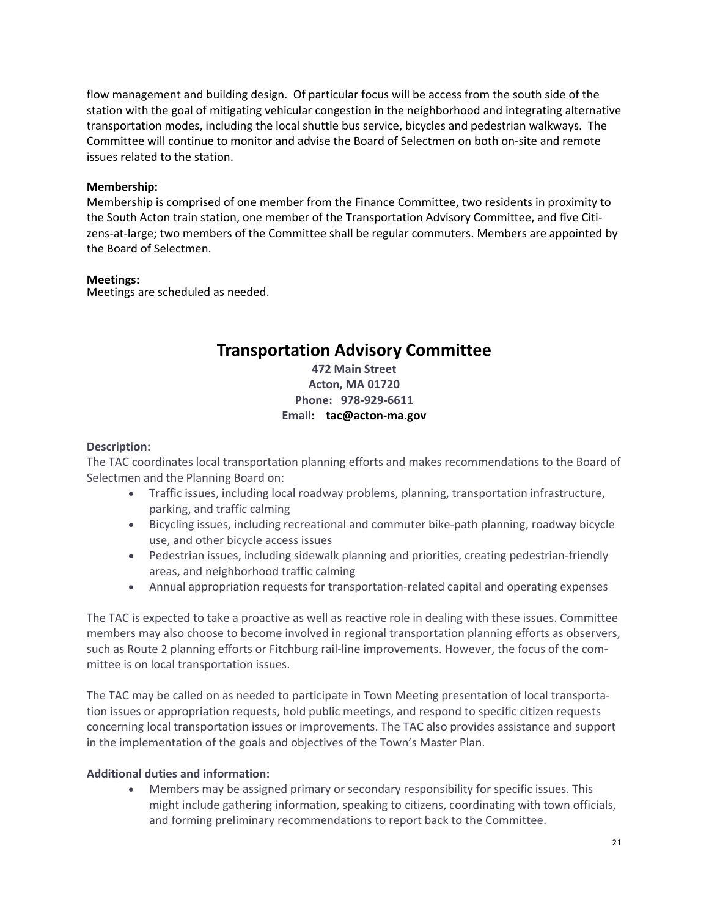flow management and building design. Of particular focus will be access from the south side of the station with the goal of mitigating vehicular congestion in the neighborhood and integrating alternative transportation modes, including the local shuttle bus service, bicycles and pedestrian walkways. The Committee will continue to monitor and advise the Board of Selectmen on both on-site and remote issues related to the station.

**Membership:**
Membership is comprised of one member from the Finance Committee, two residents in proximity to the South Acton train station, one member of the Transportation Advisory Committee, and five Citizens-at-large; two members of the Committee shall be regular commuters. Members are appointed by the Board of Selectmen.

**Meetings:**
Meetings are scheduled as needed.

# Transportation Advisory Committee

**472 Main Street**
**Acton, MA 01720**
**Phone: 978-929-6611**
**Email: tac@acton-ma.gov**

**Description:**
The TAC coordinates local transportation planning efforts and makes recommendations to the Board of Selectmen and the Planning Board on:

- Traffic issues, including local roadway problems, planning, transportation infrastructure, parking, and traffic calming
- Bicycling issues, including recreational and commuter bike-path planning, roadway bicycle use, and other bicycle access issues
- Pedestrian issues, including sidewalk planning and priorities, creating pedestrian-friendly areas, and neighborhood traffic calming
- Annual appropriation requests for transportation-related capital and operating expenses

The TAC is expected to take a proactive as well as reactive role in dealing with these issues. Committee members may also choose to become involved in regional transportation planning efforts as observers, such as Route 2 planning efforts or Fitchburg rail-line improvements. However, the focus of the committee is on local transportation issues.

The TAC may be called on as needed to participate in Town Meeting presentation of local transportation issues or appropriation requests, hold public meetings, and respond to specific citizen requests concerning local transportation issues or improvements. The TAC also provides assistance and support in the implementation of the goals and objectives of the Town's Master Plan.

**Additional duties and information:**

- Members may be assigned primary or secondary responsibility for specific issues. This might include gathering information, speaking to citizens, coordinating with town officials, and forming preliminary recommendations to report back to the Committee.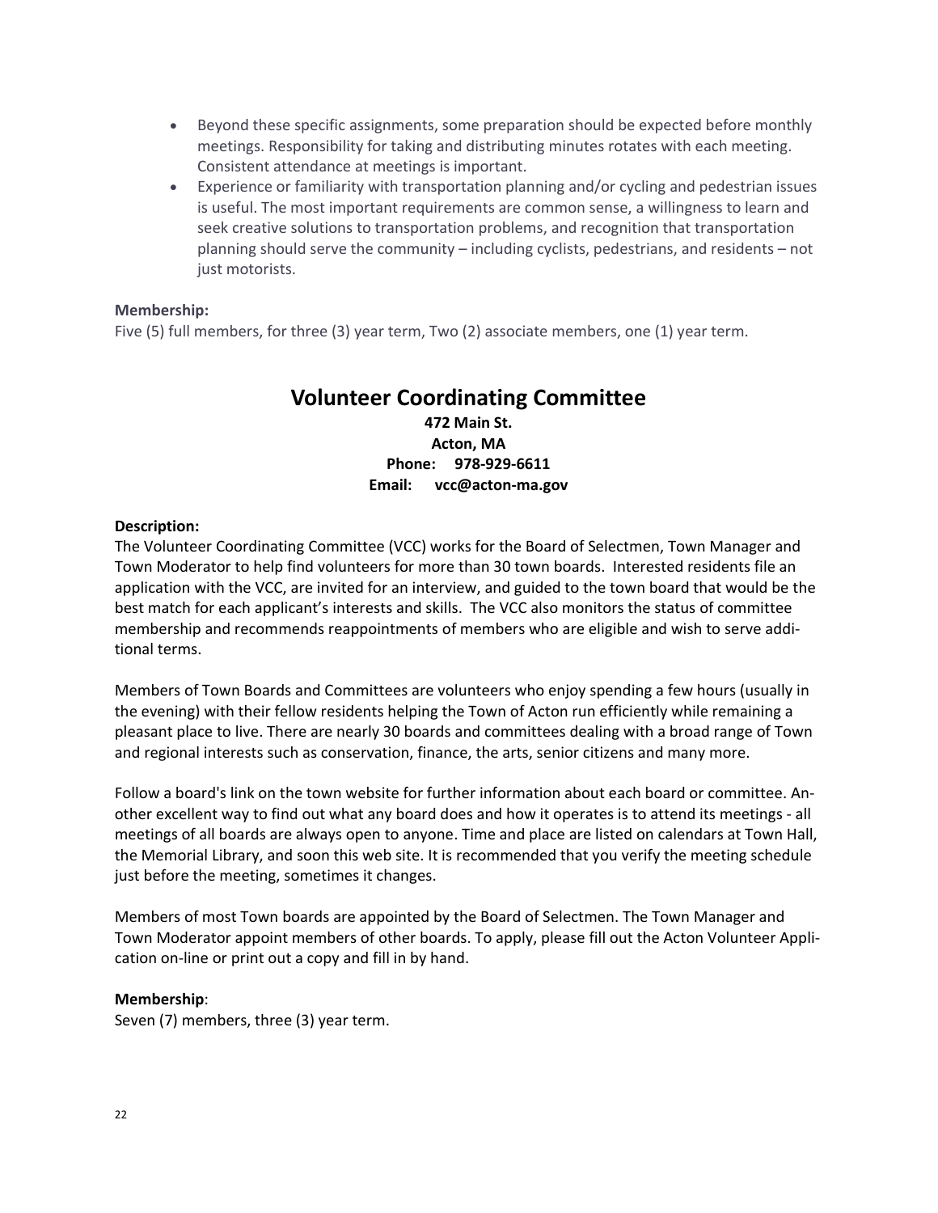- Beyond these specific assignments, some preparation should be expected before monthly meetings. Responsibility for taking and distributing minutes rotates with each meeting. Consistent attendance at meetings is important.
- Experience or familiarity with transportation planning and/or cycling and pedestrian issues is useful. The most important requirements are common sense, a willingness to learn and seek creative solutions to transportation problems, and recognition that transportation planning should serve the community – including cyclists, pedestrians, and residents – not just motorists.

**Membership:**
Five (5) full members, for three (3) year term, Two (2) associate members, one (1) year term.

## Volunteer Coordinating Committee

**472 Main St.**
**Acton, MA**
**Phone: 978-929-6611**
**Email: vcc@acton-ma.gov**

**Description:**
The Volunteer Coordinating Committee (VCC) works for the Board of Selectmen, Town Manager and Town Moderator to help find volunteers for more than 30 town boards. Interested residents file an application with the VCC, are invited for an interview, and guided to the town board that would be the best match for each applicant's interests and skills. The VCC also monitors the status of committee membership and recommends reappointments of members who are eligible and wish to serve additional terms.

Members of Town Boards and Committees are volunteers who enjoy spending a few hours (usually in the evening) with their fellow residents helping the Town of Acton run efficiently while remaining a pleasant place to live. There are nearly 30 boards and committees dealing with a broad range of Town and regional interests such as conservation, finance, the arts, senior citizens and many more.

Follow a board's link on the town website for further information about each board or committee. Another excellent way to find out what any board does and how it operates is to attend its meetings - all meetings of all boards are always open to anyone. Time and place are listed on calendars at Town Hall, the Memorial Library, and soon this web site. It is recommended that you verify the meeting schedule just before the meeting, sometimes it changes.

Members of most Town boards are appointed by the Board of Selectmen. The Town Manager and Town Moderator appoint members of other boards. To apply, please fill out the Acton Volunteer Application on-line or print out a copy and fill in by hand.

**Membership**:
Seven (7) members, three (3) year term.